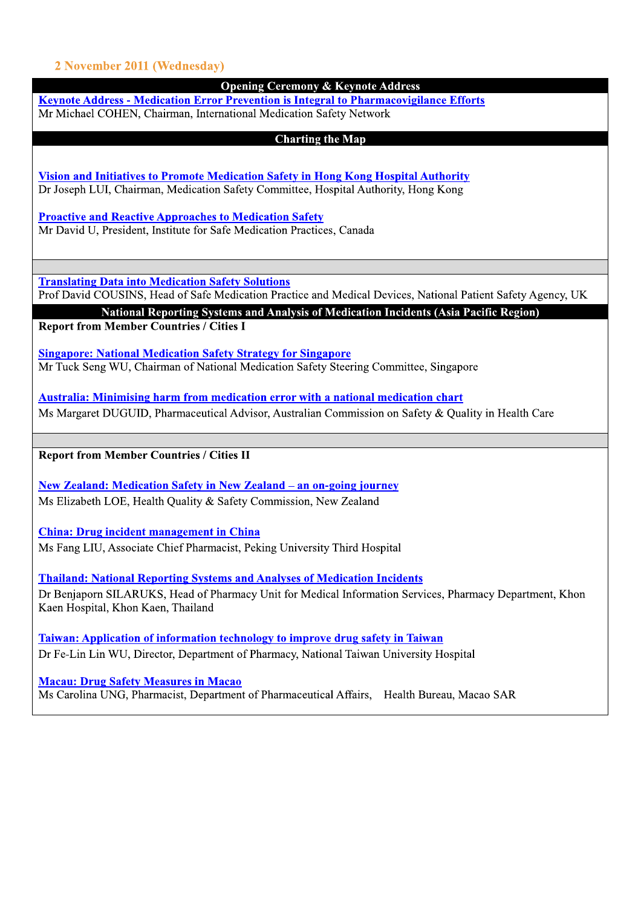## 2 November 2011 (Wednesday)

### Opening Ceremony & Keynote Address

**Keynote Address - Medication Error Prevention is Integral to Pharmacovigilance Efforts**
Mr Michael COHEN, Chairman, International Medication Safety Network

### Charting the Map

**Vision and Initiatives to Promote Medication Safety in Hong Kong Hospital Authority**
Dr Joseph LUI, Chairman, Medication Safety Committee, Hospital Authority, Hong Kong

**Proactive and Reactive Approaches to Medication Safety**
Mr David U, President, Institute for Safe Medication Practices, Canada

**Translating Data into Medication Safety Solutions**
Prof David COUSINS, Head of Safe Medication Practice and Medical Devices, National Patient Safety Agency, UK

### National Reporting Systems and Analysis of Medication Incidents (Asia Pacific Region)

**Report from Member Countries / Cities I**

**Singapore: National Medication Safety Strategy for Singapore**
Mr Tuck Seng WU, Chairman of National Medication Safety Steering Committee, Singapore

**Australia: Minimising harm from medication error with a national medication chart**
Ms Margaret DUGUID, Pharmaceutical Advisor, Australian Commission on Safety & Quality in Health Care

**Report from Member Countries / Cities II**

**New Zealand: Medication Safety in New Zealand – an on-going journey**
Ms Elizabeth LOE, Health Quality & Safety Commission, New Zealand

**China: Drug incident management in China**
Ms Fang LIU, Associate Chief Pharmacist, Peking University Third Hospital

**Thailand: National Reporting Systems and Analyses of Medication Incidents**
Dr Benjaporn SILARUKS, Head of Pharmacy Unit for Medical Information Services, Pharmacy Department, Khon Kaen Hospital, Khon Kaen, Thailand

**Taiwan: Application of information technology to improve drug safety in Taiwan**
Dr Fe-Lin Lin WU, Director, Department of Pharmacy, National Taiwan University Hospital

**Macau: Drug Safety Measures in Macao**
Ms Carolina UNG, Pharmacist, Department of Pharmaceutical Affairs, Health Bureau, Macao SAR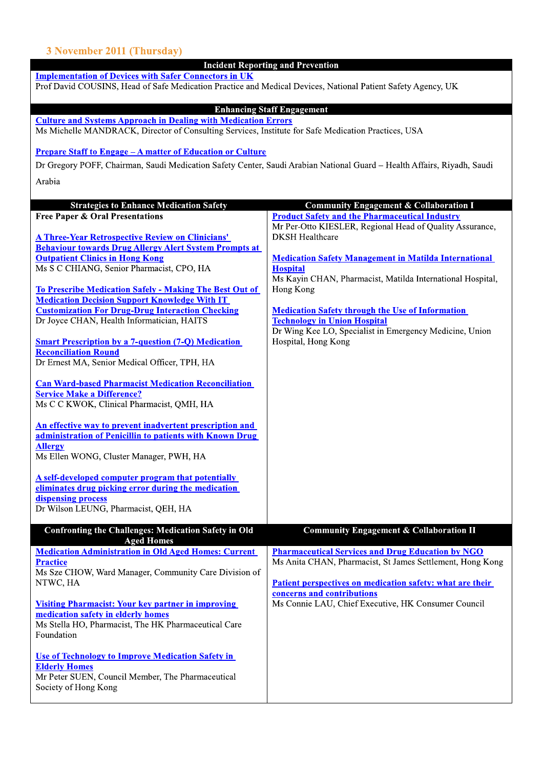## 3 November 2011 (Thursday)

### Incident Reporting and Prevention

**Implementation of Devices with Safer Connectors in UK**
Prof David COUSINS, Head of Safe Medication Practice and Medical Devices, National Patient Safety Agency, UK

### Enhancing Staff Engagement

**Culture and Systems Approach in Dealing with Medication Errors**
Ms Michelle MANDRACK, Director of Consulting Services, Institute for Safe Medication Practices, USA

**Prepare Staff to Engage – A matter of Education or Culture**
Dr Gregory POFF, Chairman, Saudi Medication Safety Center, Saudi Arabian National Guard – Health Affairs, Riyadh, Saudi Arabia

### Strategies to Enhance Medication Safety

**Free Paper & Oral Presentations**

**A Three-Year Retrospective Review on Clinicians' Behaviour towards Drug Allergy Alert System Prompts at Outpatient Clinics in Hong Kong**
Ms S C CHIANG, Senior Pharmacist, CPO, HA

**To Prescribe Medication Safely - Making The Best Out of Medication Decision Support Knowledge With IT Customization For Drug-Drug Interaction Checking**
Dr Joyce CHAN, Health Informatician, HAITS

**Smart Prescription by a 7-question (7-Q) Medication Reconciliation Round**
Dr Ernest MA, Senior Medical Officer, TPH, HA

**Can Ward-based Pharmacist Medication Reconciliation Service Make a Difference?**
Ms C C KWOK, Clinical Pharmacist, QMH, HA

**An effective way to prevent inadvertent prescription and administration of Penicillin to patients with Known Drug Allergy**
Ms Ellen WONG, Cluster Manager, PWH, HA

**A self-developed computer program that potentially eliminates drug picking error during the medication dispensing process**
Dr Wilson LEUNG, Pharmacist, QEH, HA

### Community Engagement & Collaboration I

**Product Safety and the Pharmaceutical Industry**
Mr Per-Otto KIESLER, Regional Head of Quality Assurance, DKSH Healthcare

**Medication Safety Management in Matilda International Hospital**
Ms Kayin CHAN, Pharmacist, Matilda International Hospital, Hong Kong

**Medication Safety through the Use of Information Technology in Union Hospital**
Dr Wing Kee LO, Specialist in Emergency Medicine, Union Hospital, Hong Kong

### Confronting the Challenges: Medication Safety in Old Aged Homes

**Medication Administration in Old Aged Homes: Current Practice**
Ms Sze CHOW, Ward Manager, Community Care Division of NTWC, HA

**Visiting Pharmacist: Your key partner in improving medication safety in elderly homes**
Ms Stella HO, Pharmacist, The HK Pharmaceutical Care Foundation

**Use of Technology to Improve Medication Safety in Elderly Homes**
Mr Peter SUEN, Council Member, The Pharmaceutical Society of Hong Kong

### Community Engagement & Collaboration II

**Pharmaceutical Services and Drug Education by NGO**
Ms Anita CHAN, Pharmacist, St James Settlement, Hong Kong

**Patient perspectives on medication safety: what are their concerns and contributions**
Ms Connie LAU, Chief Executive, HK Consumer Council